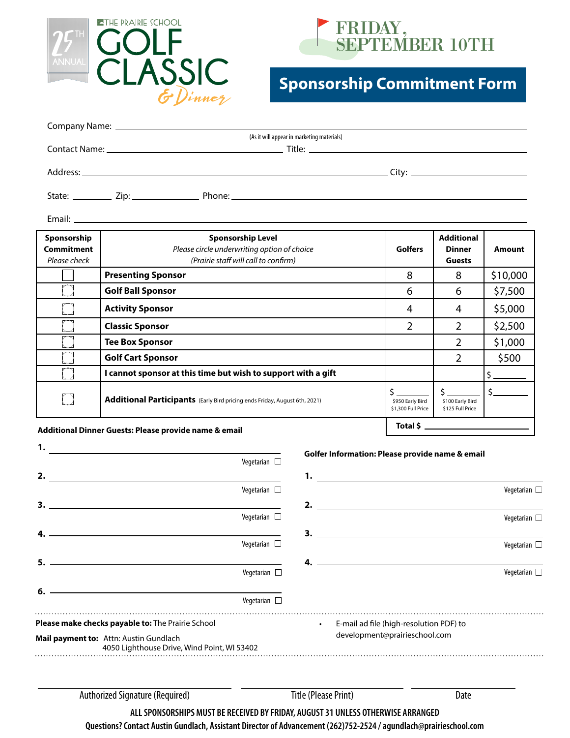THE PRAIRIE SCHOOL

25TH ANNUAL

# GOLF CLASSIC & Dinner

FRIDAY, SEPTEMBER 10TH

## Sponsorship Commitment Form

Company Name: ______________________________________________

(As it will appear in marketing materials)

Contact Name: ______________________ Title: ______________________

Address: ______________________________________ City: ______________

State: ________ Zip: ____________ Phone: ______________________

Email: ______________________________________________

| **Sponsorship Commitment** *Please check* | **Sponsorship Level** *Please circle underwriting option of choice (Prairie staff will call to confirm)* | **Golfers** | **Additional Dinner Guests** | **Amount** |
|---|---|---|---|---|
| ☐ | **Presenting Sponsor** | 8 | 8 | $10,000 |
| ☐ | **Golf Ball Sponsor** | 6 | 6 | $7,500 |
| ☐ | **Activity Sponsor** | 4 | 4 | $5,000 |
| ☐ | **Classic Sponsor** | 2 | 2 | $2,500 |
| ☐ | **Tee Box Sponsor** | | 2 | $1,000 |
| ☐ | **Golf Cart Sponsor** | | 2 | $500 |
| ☐ | **I cannot sponsor at this time but wish to support with a gift** | | | $ ______ |
| ☐ | **Additional Participants** (Early Bird pricing ends Friday, August 6th, 2021) | $ ______ $950 Early Bird $1,300 Full Price | $ ______ $100 Early Bird $125 Full Price | $ ______ |
| | | | | **Total $** ______ |

**Additional Dinner Guests: Please provide name & email**

1. ______________________________ Vegetarian ☐
2. ______________________________ Vegetarian ☐
3. ______________________________ Vegetarian ☐
4. ______________________________ Vegetarian ☐
5. ______________________________ Vegetarian ☐
6. ______________________________ Vegetarian ☐

**Golfer Information: Please provide name & email**

1. ______________________________ Vegetarian ☐
2. ______________________________ Vegetarian ☐
3. ______________________________ Vegetarian ☐
4. ______________________________ Vegetarian ☐

**Please make checks payable to:** The Prairie School

**Mail payment to:** Attn: Austin Gundlach
4050 Lighthouse Drive, Wind Point, WI 53402

- E-mail ad file (high-resolution PDF) to development@prairieschool.com

______________________ ______________________ ______________________

Authorized Signature (Required) Title (Please Print) Date

**ALL SPONSORSHIPS MUST BE RECEIVED BY FRIDAY, AUGUST 31 UNLESS OTHERWISE ARRANGED**

**Questions? Contact Austin Gundlach, Assistant Director of Advancement (262)752-2524 / agundlach@prairieschool.com**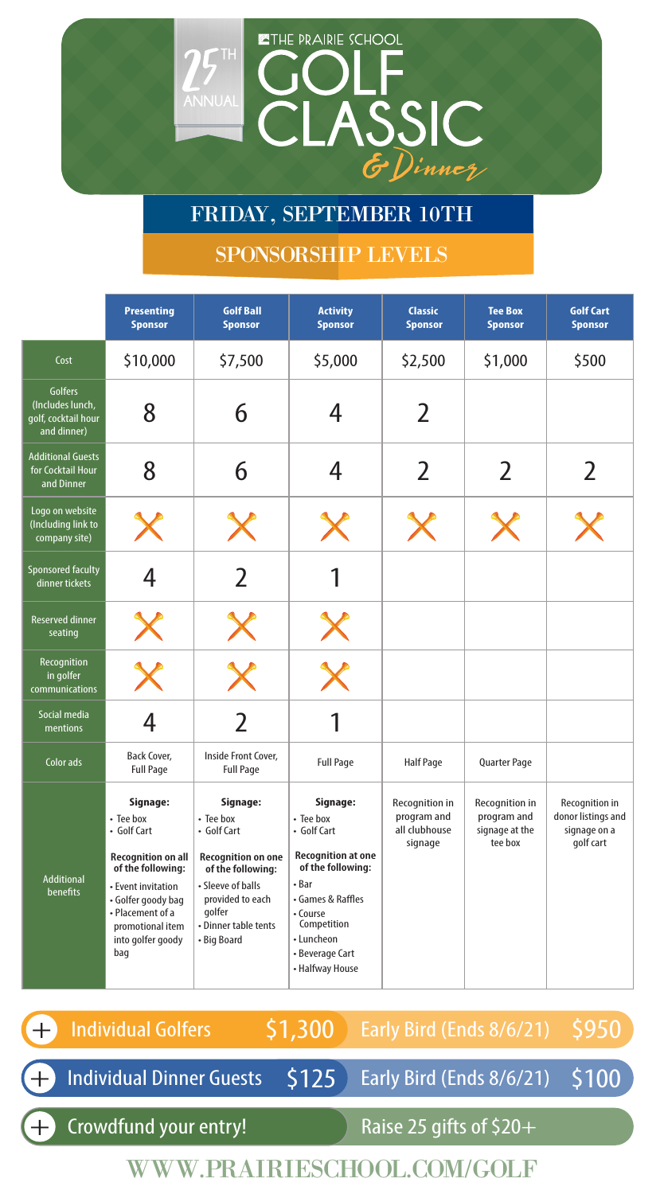# THE PRAIRIE SCHOOL 25TH ANNUAL GOLF CLASSIC & Dinner

## FRIDAY, SEPTEMBER 10TH

## SPONSORSHIP LEVELS

| | Presenting Sponsor | Golf Ball Sponsor | Activity Sponsor | Classic Sponsor | Tee Box Sponsor | Golf Cart Sponsor |
|---|---|---|---|---|---|---|
| Cost | $10,000 | $7,500 | $5,000 | $2,500 | $1,000 | $500 |
| Golfers (Includes lunch, golf, cocktail hour and dinner) | 8 | 6 | 4 | 2 | | |
| Additional Guests for Cocktail Hour and Dinner | 8 | 6 | 4 | 2 | 2 | 2 |
| Logo on website (Including link to company site) | X | X | X | X | X | X |
| Sponsored faculty dinner tickets | 4 | 2 | 1 | | | |
| Reserved dinner seating | X | X | X | | | |
| Recognition in golfer communications | X | X | X | | | |
| Social media mentions | 4 | 2 | 1 | | | |
| Color ads | Back Cover, Full Page | Inside Front Cover, Full Page | Full Page | Half Page | Quarter Page | |
| Additional benefits | **Signage:** • Tee box • Golf Cart **Recognition on all of the following:** • Event invitation • Golfer goody bag • Placement of a promotional item into golfer goody bag | **Signage:** • Tee box • Golf Cart **Recognition on one of the following:** • Sleeve of balls provided to each golfer • Dinner table tents • Big Board | **Signage:** • Tee box • Golf Cart **Recognition at one of the following:** • Bar • Games & Raffles • Course Competition • Luncheon • Beverage Cart • Halfway House | Recognition in program and all clubhouse signage | Recognition in program and signage at the tee box | Recognition in donor listings and signage on a golf cart |

+ Individual Golfers $1,300 Early Bird (Ends 8/6/21) $950

+ Individual Dinner Guests $125 Early Bird (Ends 8/6/21) $100

+ Crowdfund your entry! Raise 25 gifts of $20+

WWW.PRAIRIESCHOOL.COM/GOLF